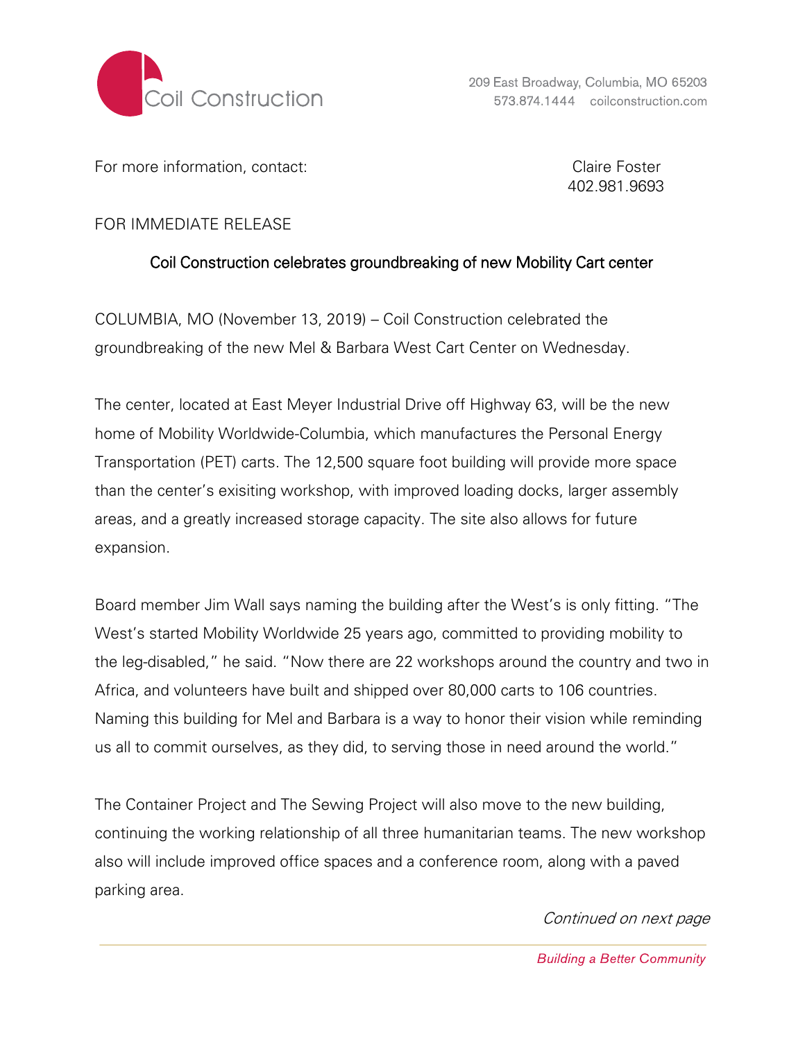Coil Construction

209 East Broadway, Columbia, MO 65203
573.874.1444 coilconstruction.com

For more information, contact: Claire Foster
402.981.9693

FOR IMMEDIATE RELEASE

## Coil Construction celebrates groundbreaking of new Mobility Cart center

COLUMBIA, MO (November 13, 2019) – Coil Construction celebrated the groundbreaking of the new Mel & Barbara West Cart Center on Wednesday.

The center, located at East Meyer Industrial Drive off Highway 63, will be the new home of Mobility Worldwide-Columbia, which manufactures the Personal Energy Transportation (PET) carts. The 12,500 square foot building will provide more space than the center's exisiting workshop, with improved loading docks, larger assembly areas, and a greatly increased storage capacity. The site also allows for future expansion.

Board member Jim Wall says naming the building after the West's is only fitting. "The West's started Mobility Worldwide 25 years ago, committed to providing mobility to the leg-disabled," he said. "Now there are 22 workshops around the country and two in Africa, and volunteers have built and shipped over 80,000 carts to 106 countries. Naming this building for Mel and Barbara is a way to honor their vision while reminding us all to commit ourselves, as they did, to serving those in need around the world."

The Container Project and The Sewing Project will also move to the new building, continuing the working relationship of all three humanitarian teams. The new workshop also will include improved office spaces and a conference room, along with a paved parking area.

*Continued on next page*

*Building a Better Community*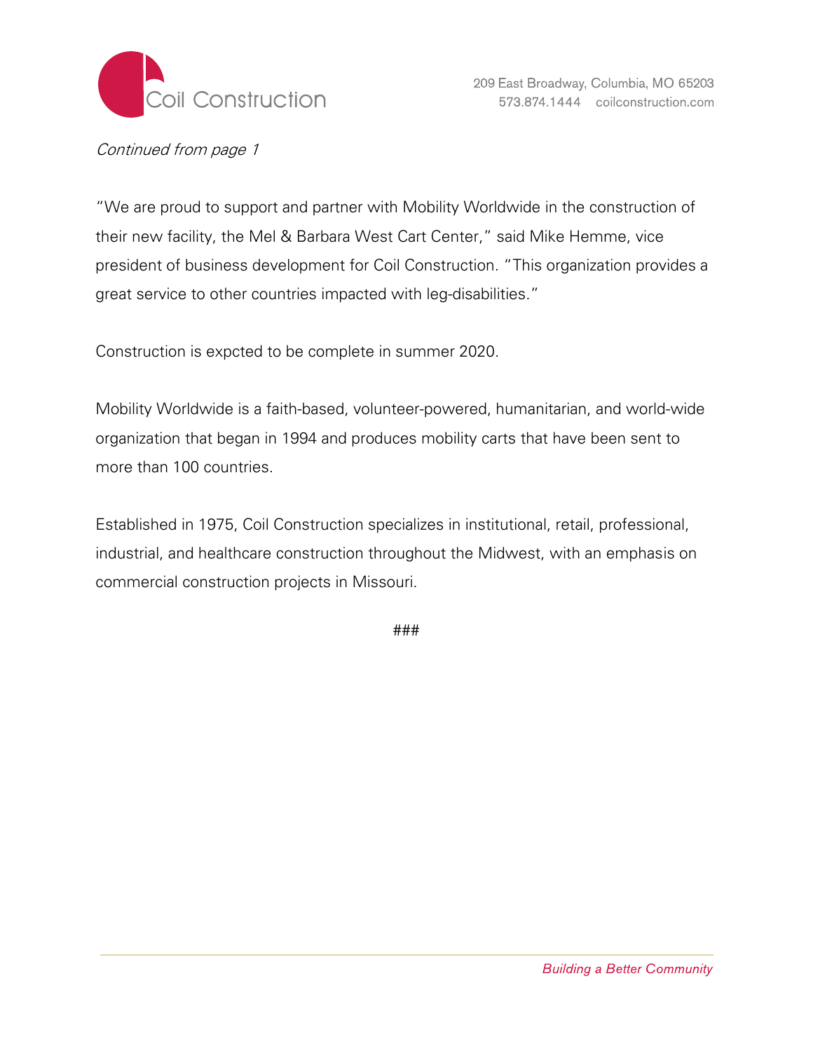*Continued from page 1*

"We are proud to support and partner with Mobility Worldwide in the construction of their new facility, the Mel & Barbara West Cart Center," said Mike Hemme, vice president of business development for Coil Construction. "This organization provides a great service to other countries impacted with leg-disabilities."

Construction is expcted to be complete in summer 2020.

Mobility Worldwide is a faith-based, volunteer-powered, humanitarian, and world-wide organization that began in 1994 and produces mobility carts that have been sent to more than 100 countries.

Established in 1975, Coil Construction specializes in institutional, retail, professional, industrial, and healthcare construction throughout the Midwest, with an emphasis on commercial construction projects in Missouri.

###